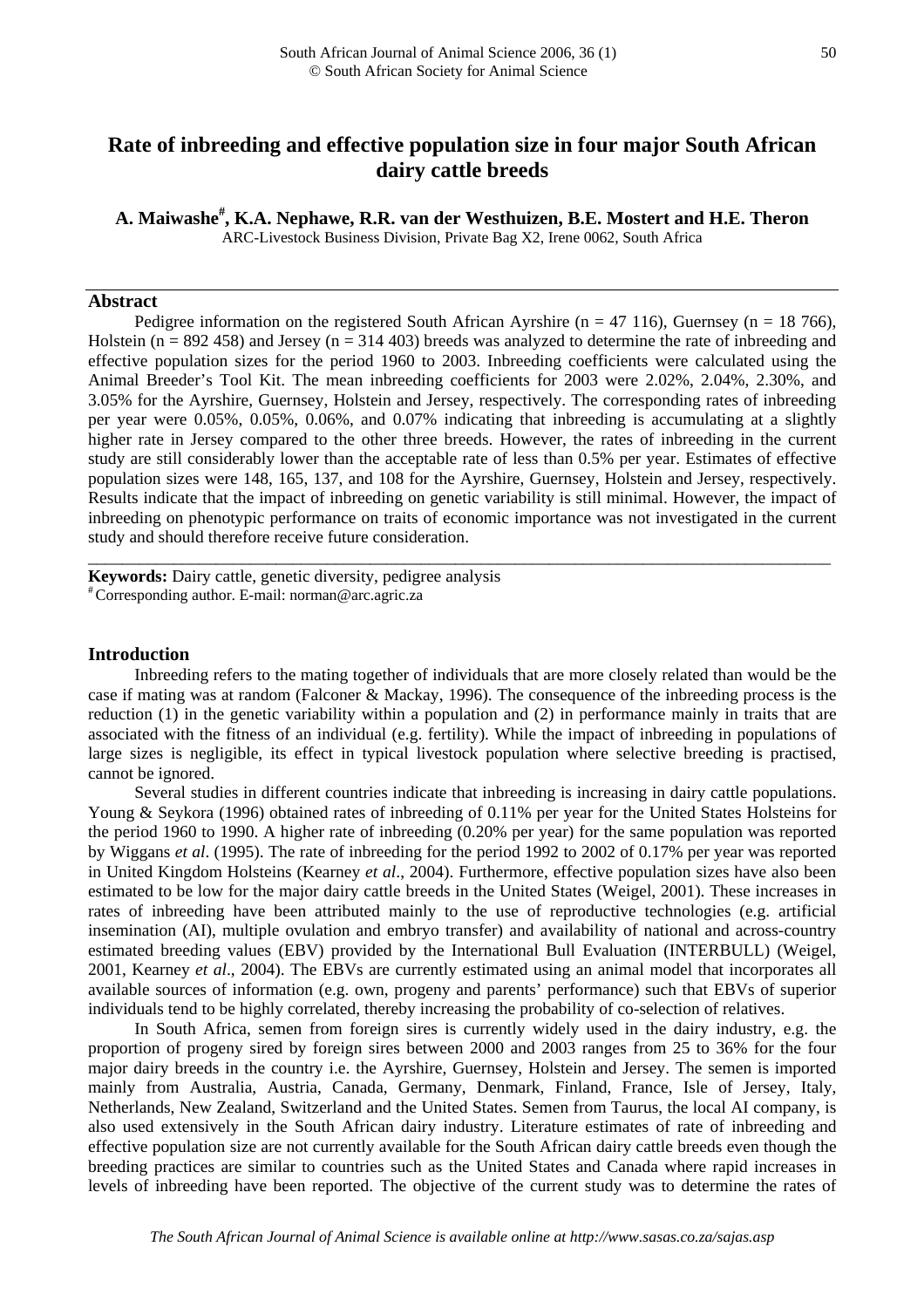# Rate of inbreeding and effective population size in four major South African dairy cattle breeds

**A. Maiwashe[#], K.A. Nephawe, R.R. van der Westhuizen, B.E. Mostert and H.E. Theron**

ARC-Livestock Business Division, Private Bag X2, Irene 0062, South Africa

## Abstract

Pedigree information on the registered South African Ayrshire (n = 47 116), Guernsey (n = 18 766), Holstein (n = 892 458) and Jersey (n = 314 403) breeds was analyzed to determine the rate of inbreeding and effective population sizes for the period 1960 to 2003. Inbreeding coefficients were calculated using the Animal Breeder's Tool Kit. The mean inbreeding coefficients for 2003 were 2.02%, 2.04%, 2.30%, and 3.05% for the Ayrshire, Guernsey, Holstein and Jersey, respectively. The corresponding rates of inbreeding per year were 0.05%, 0.05%, 0.06%, and 0.07% indicating that inbreeding is accumulating at a slightly higher rate in Jersey compared to the other three breeds. However, the rates of inbreeding in the current study are still considerably lower than the acceptable rate of less than 0.5% per year. Estimates of effective population sizes were 148, 165, 137, and 108 for the Ayrshire, Guernsey, Holstein and Jersey, respectively. Results indicate that the impact of inbreeding on genetic variability is still minimal. However, the impact of inbreeding on phenotypic performance on traits of economic importance was not investigated in the current study and should therefore receive future consideration.

---

**Keywords:** Dairy cattle, genetic diversity, pedigree analysis

[#] Corresponding author. E-mail: norman@arc.agric.za

## Introduction

Inbreeding refers to the mating together of individuals that are more closely related than would be the case if mating was at random (Falconer & Mackay, 1996). The consequence of the inbreeding process is the reduction (1) in the genetic variability within a population and (2) in performance mainly in traits that are associated with the fitness of an individual (e.g. fertility). While the impact of inbreeding in populations of large sizes is negligible, its effect in typical livestock population where selective breeding is practised, cannot be ignored.

Several studies in different countries indicate that inbreeding is increasing in dairy cattle populations. Young & Seykora (1996) obtained rates of inbreeding of 0.11% per year for the United States Holsteins for the period 1960 to 1990. A higher rate of inbreeding (0.20% per year) for the same population was reported by Wiggans *et al*. (1995). The rate of inbreeding for the period 1992 to 2002 of 0.17% per year was reported in United Kingdom Holsteins (Kearney *et al*., 2004). Furthermore, effective population sizes have also been estimated to be low for the major dairy cattle breeds in the United States (Weigel, 2001). These increases in rates of inbreeding have been attributed mainly to the use of reproductive technologies (e.g. artificial insemination (AI), multiple ovulation and embryo transfer) and availability of national and across-country estimated breeding values (EBV) provided by the International Bull Evaluation (INTERBULL) (Weigel, 2001, Kearney *et al*., 2004). The EBVs are currently estimated using an animal model that incorporates all available sources of information (e.g. own, progeny and parents' performance) such that EBVs of superior individuals tend to be highly correlated, thereby increasing the probability of co-selection of relatives.

In South Africa, semen from foreign sires is currently widely used in the dairy industry, e.g. the proportion of progeny sired by foreign sires between 2000 and 2003 ranges from 25 to 36% for the four major dairy breeds in the country i.e. the Ayrshire, Guernsey, Holstein and Jersey. The semen is imported mainly from Australia, Austria, Canada, Germany, Denmark, Finland, France, Isle of Jersey, Italy, Netherlands, New Zealand, Switzerland and the United States. Semen from Taurus, the local AI company, is also used extensively in the South African dairy industry. Literature estimates of rate of inbreeding and effective population size are not currently available for the South African dairy cattle breeds even though the breeding practices are similar to countries such as the United States and Canada where rapid increases in levels of inbreeding have been reported. The objective of the current study was to determine the rates of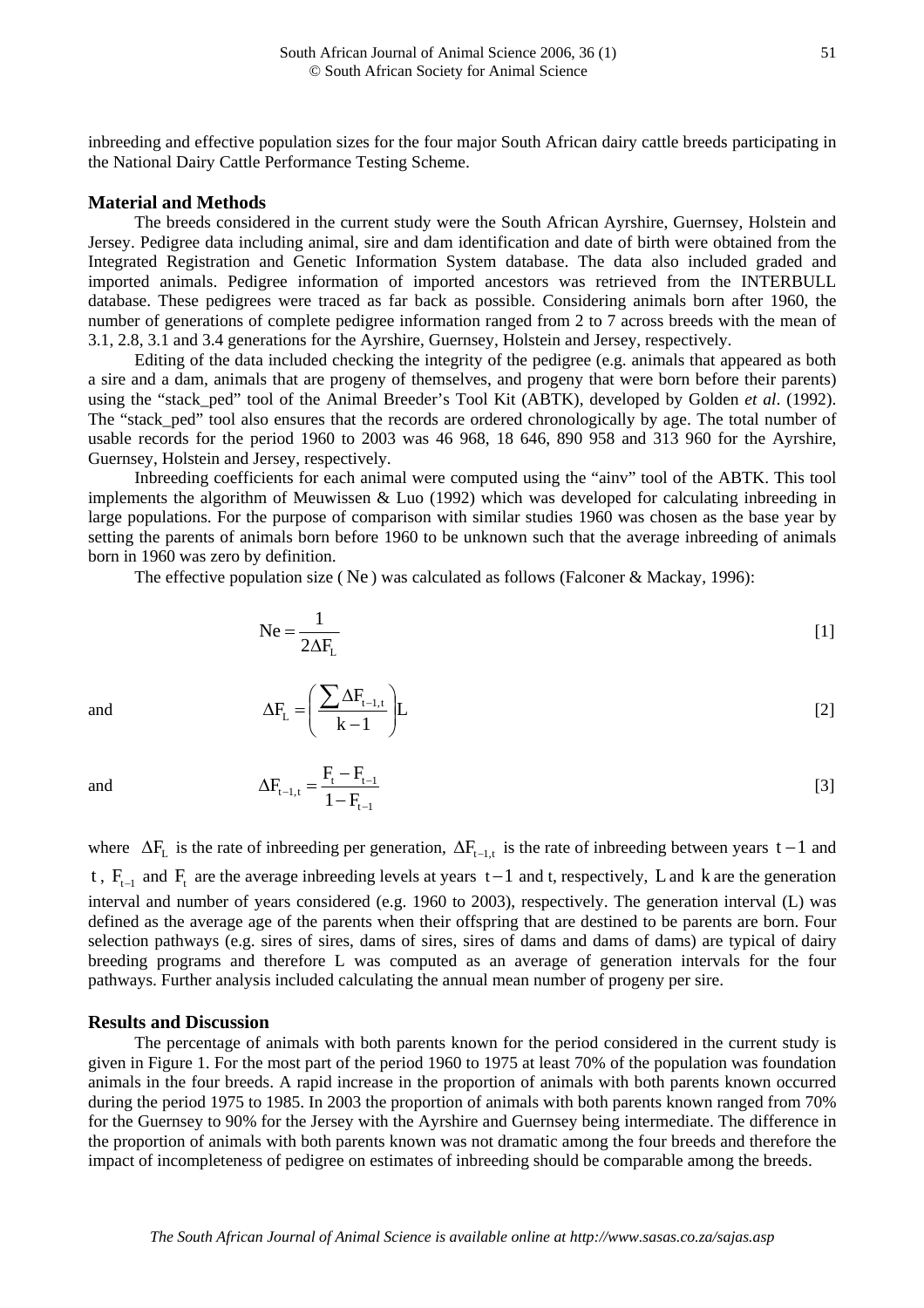inbreeding and effective population sizes for the four major South African dairy cattle breeds participating in the National Dairy Cattle Performance Testing Scheme.

## Material and Methods

The breeds considered in the current study were the South African Ayrshire, Guernsey, Holstein and Jersey. Pedigree data including animal, sire and dam identification and date of birth were obtained from the Integrated Registration and Genetic Information System database. The data also included graded and imported animals. Pedigree information of imported ancestors was retrieved from the INTERBULL database. These pedigrees were traced as far back as possible. Considering animals born after 1960, the number of generations of complete pedigree information ranged from 2 to 7 across breeds with the mean of 3.1, 2.8, 3.1 and 3.4 generations for the Ayrshire, Guernsey, Holstein and Jersey, respectively.

Editing of the data included checking the integrity of the pedigree (e.g. animals that appeared as both a sire and a dam, animals that are progeny of themselves, and progeny that were born before their parents) using the "stack_ped" tool of the Animal Breeder's Tool Kit (ABTK), developed by Golden *et al*. (1992). The "stack_ped" tool also ensures that the records are ordered chronologically by age. The total number of usable records for the period 1960 to 2003 was 46 968, 18 646, 890 958 and 313 960 for the Ayrshire, Guernsey, Holstein and Jersey, respectively.

Inbreeding coefficients for each animal were computed using the "ainv" tool of the ABTK. This tool implements the algorithm of Meuwissen & Luo (1992) which was developed for calculating inbreeding in large populations. For the purpose of comparison with similar studies 1960 was chosen as the base year by setting the parents of animals born before 1960 to be unknown such that the average inbreeding of animals born in 1960 was zero by definition.

The effective population size ($Ne$) was calculated as follows (Falconer & Mackay, 1996):

$$Ne = \frac{1}{2\Delta F_L} \quad [1]$$

and

$$\Delta F_L = \left( \frac{\sum \Delta F_{t-1,t}}{k-1} \right) L \quad [2]$$

and

$$\Delta F_{t-1,t} = \frac{F_t - F_{t-1}}{1 - F_{t-1}} \quad [3]$$

where $\Delta F_L$ is the rate of inbreeding per generation, $\Delta F_{t-1,t}$ is the rate of inbreeding between years $t-1$ and $t$, $F_{t-1}$ and $F_t$ are the average inbreeding levels at years $t-1$ and t, respectively, $L$ and $k$ are the generation interval and number of years considered (e.g. 1960 to 2003), respectively. The generation interval (L) was defined as the average age of the parents when their offspring that are destined to be parents are born. Four selection pathways (e.g. sires of sires, dams of sires, sires of dams and dams of dams) are typical of dairy breeding programs and therefore L was computed as an average of generation intervals for the four pathways. Further analysis included calculating the annual mean number of progeny per sire.

## Results and Discussion

The percentage of animals with both parents known for the period considered in the current study is given in Figure 1. For the most part of the period 1960 to 1975 at least 70% of the population was foundation animals in the four breeds. A rapid increase in the proportion of animals with both parents known occurred during the period 1975 to 1985. In 2003 the proportion of animals with both parents known ranged from 70% for the Guernsey to 90% for the Jersey with the Ayrshire and Guernsey being intermediate. The difference in the proportion of animals with both parents known was not dramatic among the four breeds and therefore the impact of incompleteness of pedigree on estimates of inbreeding should be comparable among the breeds.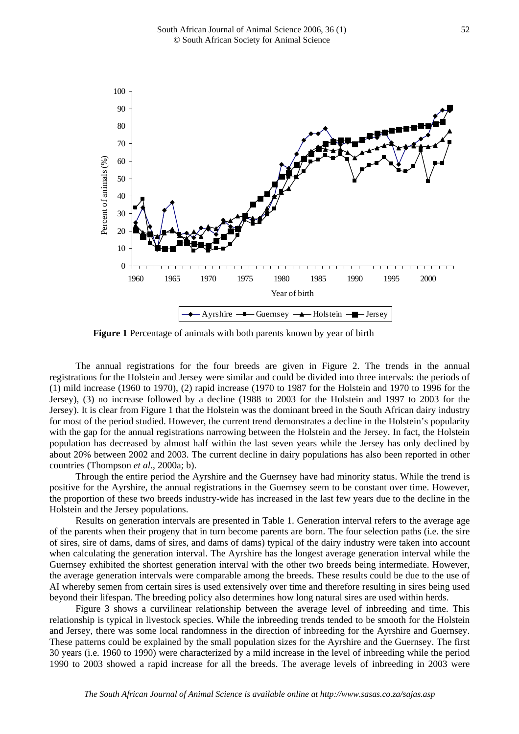100
90
80
70
60
50
40
30
20
10
0

Percent of animals (%)

1960 1965 1970 1975 1980 1985 1990 1995 2000

Year of birth

Ayrshire Guernsey Holstein Jersey

**Figure 1** Percentage of animals with both parents known by year of birth

The annual registrations for the four breeds are given in Figure 2. The trends in the annual registrations for the Holstein and Jersey were similar and could be divided into three intervals: the periods of (1) mild increase (1960 to 1970), (2) rapid increase (1970 to 1987 for the Holstein and 1970 to 1996 for the Jersey), (3) no increase followed by a decline (1988 to 2003 for the Holstein and 1997 to 2003 for the Jersey). It is clear from Figure 1 that the Holstein was the dominant breed in the South African dairy industry for most of the period studied. However, the current trend demonstrates a decline in the Holstein's popularity with the gap for the annual registrations narrowing between the Holstein and the Jersey. In fact, the Holstein population has decreased by almost half within the last seven years while the Jersey has only declined by about 20% between 2002 and 2003. The current decline in dairy populations has also been reported in other countries (Thompson *et al*., 2000a; b).

Through the entire period the Ayrshire and the Guernsey have had minority status. While the trend is positive for the Ayrshire, the annual registrations in the Guernsey seem to be constant over time. However, the proportion of these two breeds industry-wide has increased in the last few years due to the decline in the Holstein and the Jersey populations.

Results on generation intervals are presented in Table 1. Generation interval refers to the average age of the parents when their progeny that in turn become parents are born. The four selection paths (i.e. the sire of sires, sire of dams, dams of sires, and dams of dams) typical of the dairy industry were taken into account when calculating the generation interval. The Ayrshire has the longest average generation interval while the Guernsey exhibited the shortest generation interval with the other two breeds being intermediate. However, the average generation intervals were comparable among the breeds. These results could be due to the use of AI whereby semen from certain sires is used extensively over time and therefore resulting in sires being used beyond their lifespan. The breeding policy also determines how long natural sires are used within herds.

Figure 3 shows a curvilinear relationship between the average level of inbreeding and time. This relationship is typical in livestock species. While the inbreeding trends tended to be smooth for the Holstein and Jersey, there was some local randomness in the direction of inbreeding for the Ayrshire and Guernsey. These patterns could be explained by the small population sizes for the Ayrshire and the Guernsey. The first 30 years (i.e. 1960 to 1990) were characterized by a mild increase in the level of inbreeding while the period 1990 to 2003 showed a rapid increase for all the breeds. The average levels of inbreeding in 2003 were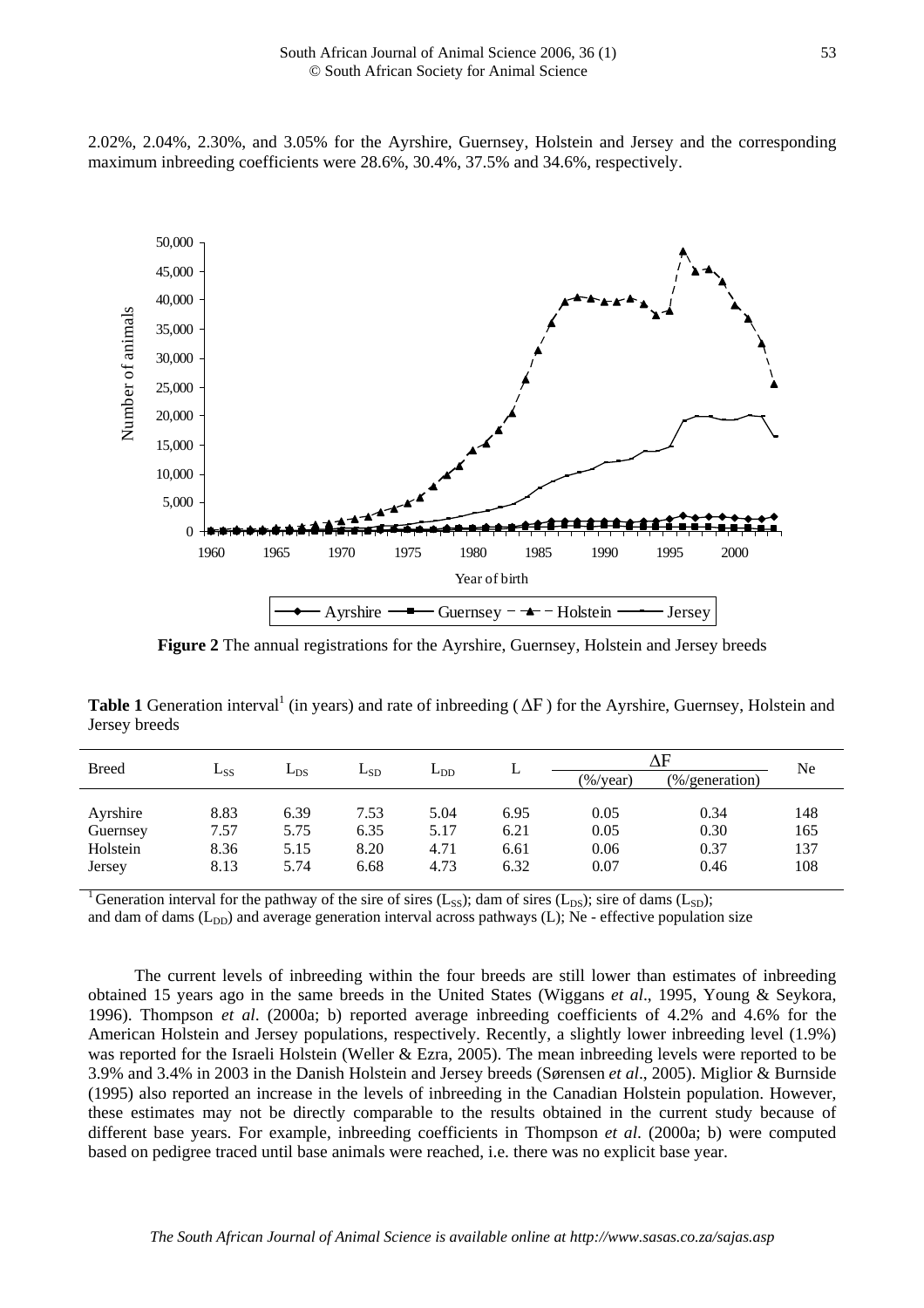2.02%, 2.04%, 2.30%, and 3.05% for the Ayrshire, Guernsey, Holstein and Jersey and the corresponding maximum inbreeding coefficients were 28.6%, 30.4%, 37.5% and 34.6%, respectively.

**Figure 2** The annual registrations for the Ayrshire, Guernsey, Holstein and Jersey breeds

**Table 1** Generation interval[1] (in years) and rate of inbreeding ( $\Delta F$ ) for the Ayrshire, Guernsey, Holstein and Jersey breeds

| Breed | $L_{SS}$ | $L_{DS}$ | $L_{SD}$ | $L_{DD}$ | L | $\Delta F$ | | Ne |
|---|---|---|---|---|---|---|---|---|
| | | | | | | (%/year) | (%/generation) | |
| Ayrshire | 8.83 | 6.39 | 7.53 | 5.04 | 6.95 | 0.05 | 0.34 | 148 |
| Guernsey | 7.57 | 5.75 | 6.35 | 5.17 | 6.21 | 0.05 | 0.30 | 165 |
| Holstein | 8.36 | 5.15 | 8.20 | 4.71 | 6.61 | 0.06 | 0.37 | 137 |
| Jersey | 8.13 | 5.74 | 6.68 | 4.73 | 6.32 | 0.07 | 0.46 | 108 |

[1] Generation interval for the pathway of the sire of sires ($L_{SS}$); dam of sires ($L_{DS}$); sire of dams ($L_{SD}$); and dam of dams ($L_{DD}$) and average generation interval across pathways (L); Ne - effective population size

The current levels of inbreeding within the four breeds are still lower than estimates of inbreeding obtained 15 years ago in the same breeds in the United States (Wiggans *et al*., 1995, Young & Seykora, 1996). Thompson *et al*. (2000a; b) reported average inbreeding coefficients of 4.2% and 4.6% for the American Holstein and Jersey populations, respectively. Recently, a slightly lower inbreeding level (1.9%) was reported for the Israeli Holstein (Weller & Ezra, 2005). The mean inbreeding levels were reported to be 3.9% and 3.4% in 2003 in the Danish Holstein and Jersey breeds (Sørensen *et al*., 2005). Miglior & Burnside (1995) also reported an increase in the levels of inbreeding in the Canadian Holstein population. However, these estimates may not be directly comparable to the results obtained in the current study because of different base years. For example, inbreeding coefficients in Thompson *et al.* (2000a; b) were computed based on pedigree traced until base animals were reached, i.e. there was no explicit base year.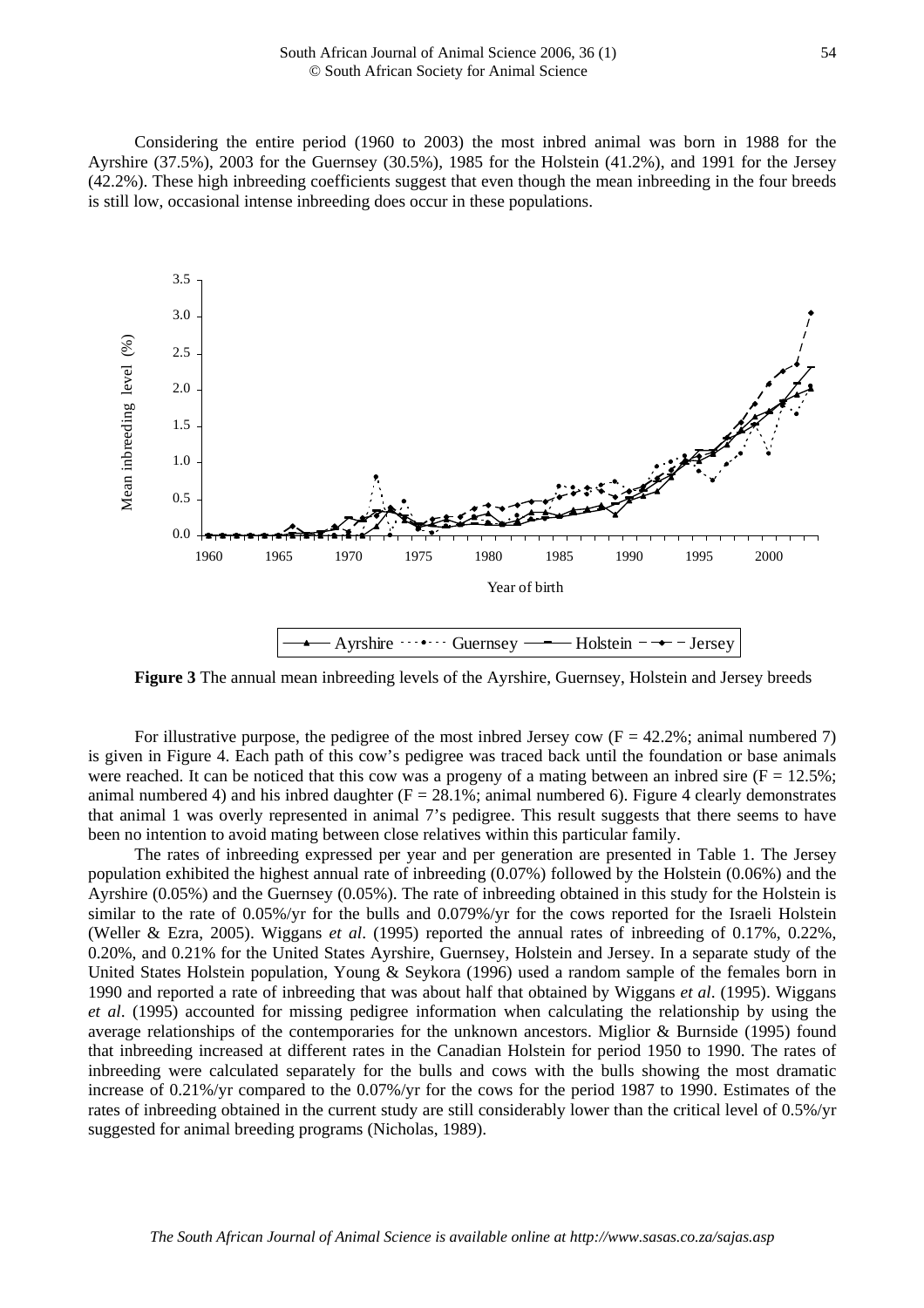Considering the entire period (1960 to 2003) the most inbred animal was born in 1988 for the Ayrshire (37.5%), 2003 for the Guernsey (30.5%), 1985 for the Holstein (41.2%), and 1991 for the Jersey (42.2%). These high inbreeding coefficients suggest that even though the mean inbreeding in the four breeds is still low, occasional intense inbreeding does occur in these populations.

**Figure 3** The annual mean inbreeding levels of the Ayrshire, Guernsey, Holstein and Jersey breeds

For illustrative purpose, the pedigree of the most inbred Jersey cow ($F = 42.2\%$; animal numbered 7) is given in Figure 4. Each path of this cow's pedigree was traced back until the foundation or base animals were reached. It can be noticed that this cow was a progeny of a mating between an inbred sire ($F = 12.5\%$; animal numbered 4) and his inbred daughter ($F = 28.1\%$; animal numbered 6). Figure 4 clearly demonstrates that animal 1 was overly represented in animal 7's pedigree. This result suggests that there seems to have been no intention to avoid mating between close relatives within this particular family.

The rates of inbreeding expressed per year and per generation are presented in Table 1. The Jersey population exhibited the highest annual rate of inbreeding (0.07%) followed by the Holstein (0.06%) and the Ayrshire (0.05%) and the Guernsey (0.05%). The rate of inbreeding obtained in this study for the Holstein is similar to the rate of 0.05%/yr for the bulls and 0.079%/yr for the cows reported for the Israeli Holstein (Weller & Ezra, 2005). Wiggans *et al*. (1995) reported the annual rates of inbreeding of 0.17%, 0.22%, 0.20%, and 0.21% for the United States Ayrshire, Guernsey, Holstein and Jersey. In a separate study of the United States Holstein population, Young & Seykora (1996) used a random sample of the females born in 1990 and reported a rate of inbreeding that was about half that obtained by Wiggans *et al*. (1995). Wiggans *et al*. (1995) accounted for missing pedigree information when calculating the relationship by using the average relationships of the contemporaries for the unknown ancestors. Miglior & Burnside (1995) found that inbreeding increased at different rates in the Canadian Holstein for period 1950 to 1990. The rates of inbreeding were calculated separately for the bulls and cows with the bulls showing the most dramatic increase of 0.21%/yr compared to the 0.07%/yr for the cows for the period 1987 to 1990. Estimates of the rates of inbreeding obtained in the current study are still considerably lower than the critical level of 0.5%/yr suggested for animal breeding programs (Nicholas, 1989).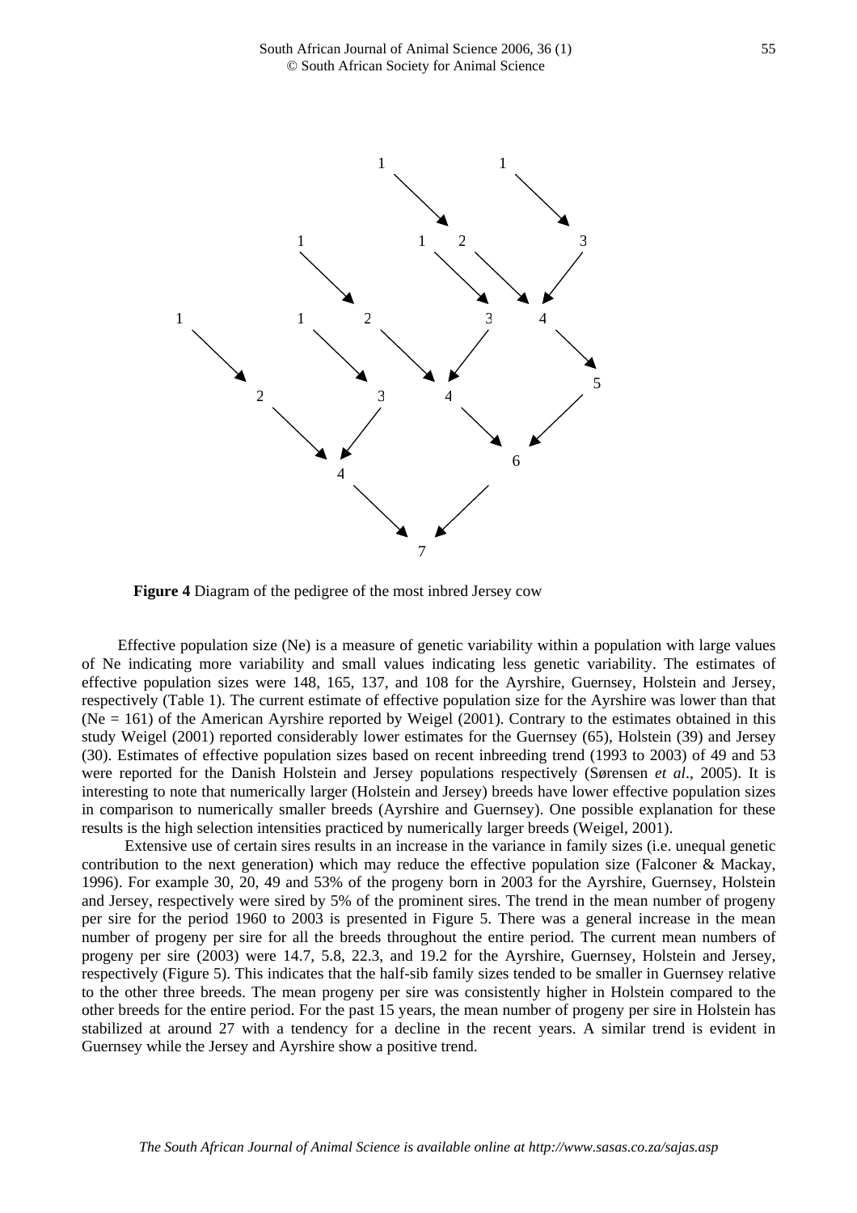**Figure 4** Diagram of the pedigree of the most inbred Jersey cow

Effective population size (Ne) is a measure of genetic variability within a population with large values of Ne indicating more variability and small values indicating less genetic variability. The estimates of effective population sizes were 148, 165, 137, and 108 for the Ayrshire, Guernsey, Holstein and Jersey, respectively (Table 1). The current estimate of effective population size for the Ayrshire was lower than that (Ne = 161) of the American Ayrshire reported by Weigel (2001). Contrary to the estimates obtained in this study Weigel (2001) reported considerably lower estimates for the Guernsey (65), Holstein (39) and Jersey (30). Estimates of effective population sizes based on recent inbreeding trend (1993 to 2003) of 49 and 53 were reported for the Danish Holstein and Jersey populations respectively (Sørensen *et al*., 2005). It is interesting to note that numerically larger (Holstein and Jersey) breeds have lower effective population sizes in comparison to numerically smaller breeds (Ayrshire and Guernsey). One possible explanation for these results is the high selection intensities practiced by numerically larger breeds (Weigel, 2001).

Extensive use of certain sires results in an increase in the variance in family sizes (i.e. unequal genetic contribution to the next generation) which may reduce the effective population size (Falconer & Mackay, 1996). For example 30, 20, 49 and 53% of the progeny born in 2003 for the Ayrshire, Guernsey, Holstein and Jersey, respectively were sired by 5% of the prominent sires. The trend in the mean number of progeny per sire for the period 1960 to 2003 is presented in Figure 5. There was a general increase in the mean number of progeny per sire for all the breeds throughout the entire period. The current mean numbers of progeny per sire (2003) were 14.7, 5.8, 22.3, and 19.2 for the Ayrshire, Guernsey, Holstein and Jersey, respectively (Figure 5). This indicates that the half-sib family sizes tended to be smaller in Guernsey relative to the other three breeds. The mean progeny per sire was consistently higher in Holstein compared to the other breeds for the entire period. For the past 15 years, the mean number of progeny per sire in Holstein has stabilized at around 27 with a tendency for a decline in the recent years. A similar trend is evident in Guernsey while the Jersey and Ayrshire show a positive trend.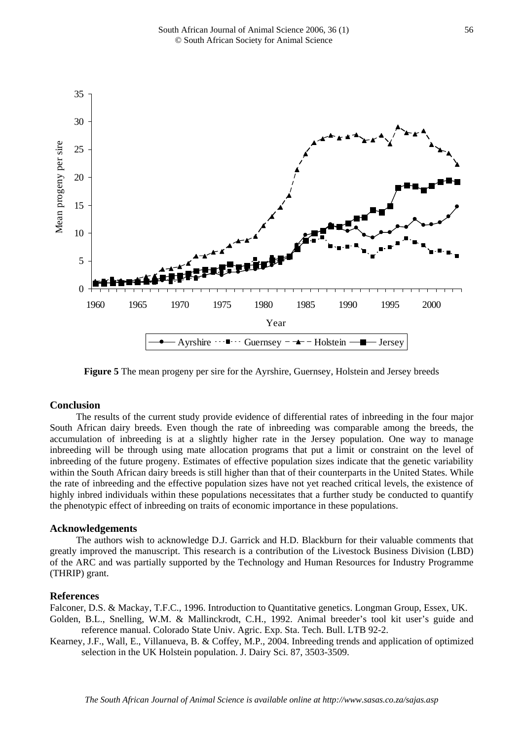**Figure 5** The mean progeny per sire for the Ayrshire, Guernsey, Holstein and Jersey breeds

## Conclusion

The results of the current study provide evidence of differential rates of inbreeding in the four major South African dairy breeds. Even though the rate of inbreeding was comparable among the breeds, the accumulation of inbreeding is at a slightly higher rate in the Jersey population. One way to manage inbreeding will be through using mate allocation programs that put a limit or constraint on the level of inbreeding of the future progeny. Estimates of effective population sizes indicate that the genetic variability within the South African dairy breeds is still higher than that of their counterparts in the United States. While the rate of inbreeding and the effective population sizes have not yet reached critical levels, the existence of highly inbred individuals within these populations necessitates that a further study be conducted to quantify the phenotypic effect of inbreeding on traits of economic importance in these populations.

## Acknowledgements

The authors wish to acknowledge D.J. Garrick and H.D. Blackburn for their valuable comments that greatly improved the manuscript. This research is a contribution of the Livestock Business Division (LBD) of the ARC and was partially supported by the Technology and Human Resources for Industry Programme (THRIP) grant.

## References

Falconer, D.S. & Mackay, T.F.C., 1996. Introduction to Quantitative genetics. Longman Group, Essex, UK.

Golden, B.L., Snelling, W.M. & Mallinckrodt, C.H., 1992. Animal breeder's tool kit user's guide and reference manual. Colorado State Univ. Agric. Exp. Sta. Tech. Bull. LTB 92-2.

Kearney, J.F., Wall, E., Villanueva, B. & Coffey, M.P., 2004. Inbreeding trends and application of optimized selection in the UK Holstein population. J. Dairy Sci. 87, 3503-3509.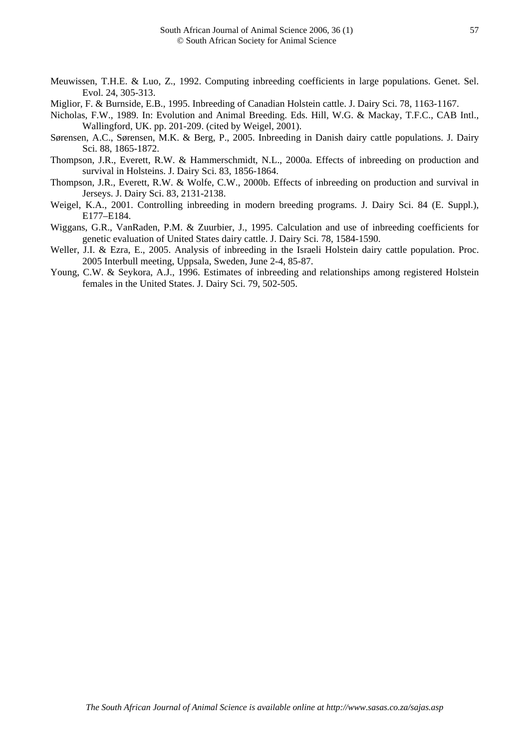Meuwissen, T.H.E. & Luo, Z., 1992. Computing inbreeding coefficients in large populations. Genet. Sel. Evol. 24, 305-313.

Miglior, F. & Burnside, E.B., 1995. Inbreeding of Canadian Holstein cattle. J. Dairy Sci. 78, 1163-1167.

Nicholas, F.W., 1989. In: Evolution and Animal Breeding. Eds. Hill, W.G. & Mackay, T.F.C., CAB Intl., Wallingford, UK. pp. 201-209. (cited by Weigel, 2001).

Sørensen, A.C., Sørensen, M.K. & Berg, P., 2005. Inbreeding in Danish dairy cattle populations. J. Dairy Sci. 88, 1865-1872.

Thompson, J.R., Everett, R.W. & Hammerschmidt, N.L., 2000a. Effects of inbreeding on production and survival in Holsteins. J. Dairy Sci. 83, 1856-1864.

Thompson, J.R., Everett, R.W. & Wolfe, C.W., 2000b. Effects of inbreeding on production and survival in Jerseys. J. Dairy Sci. 83, 2131-2138.

Weigel, K.A., 2001. Controlling inbreeding in modern breeding programs. J. Dairy Sci. 84 (E. Suppl.), E177–E184.

Wiggans, G.R., VanRaden, P.M. & Zuurbier, J., 1995. Calculation and use of inbreeding coefficients for genetic evaluation of United States dairy cattle. J. Dairy Sci. 78, 1584-1590.

Weller, J.I. & Ezra, E., 2005. Analysis of inbreeding in the Israeli Holstein dairy cattle population. Proc. 2005 Interbull meeting, Uppsala, Sweden, June 2-4, 85-87.

Young, C.W. & Seykora, A.J., 1996. Estimates of inbreeding and relationships among registered Holstein females in the United States. J. Dairy Sci. 79, 502-505.